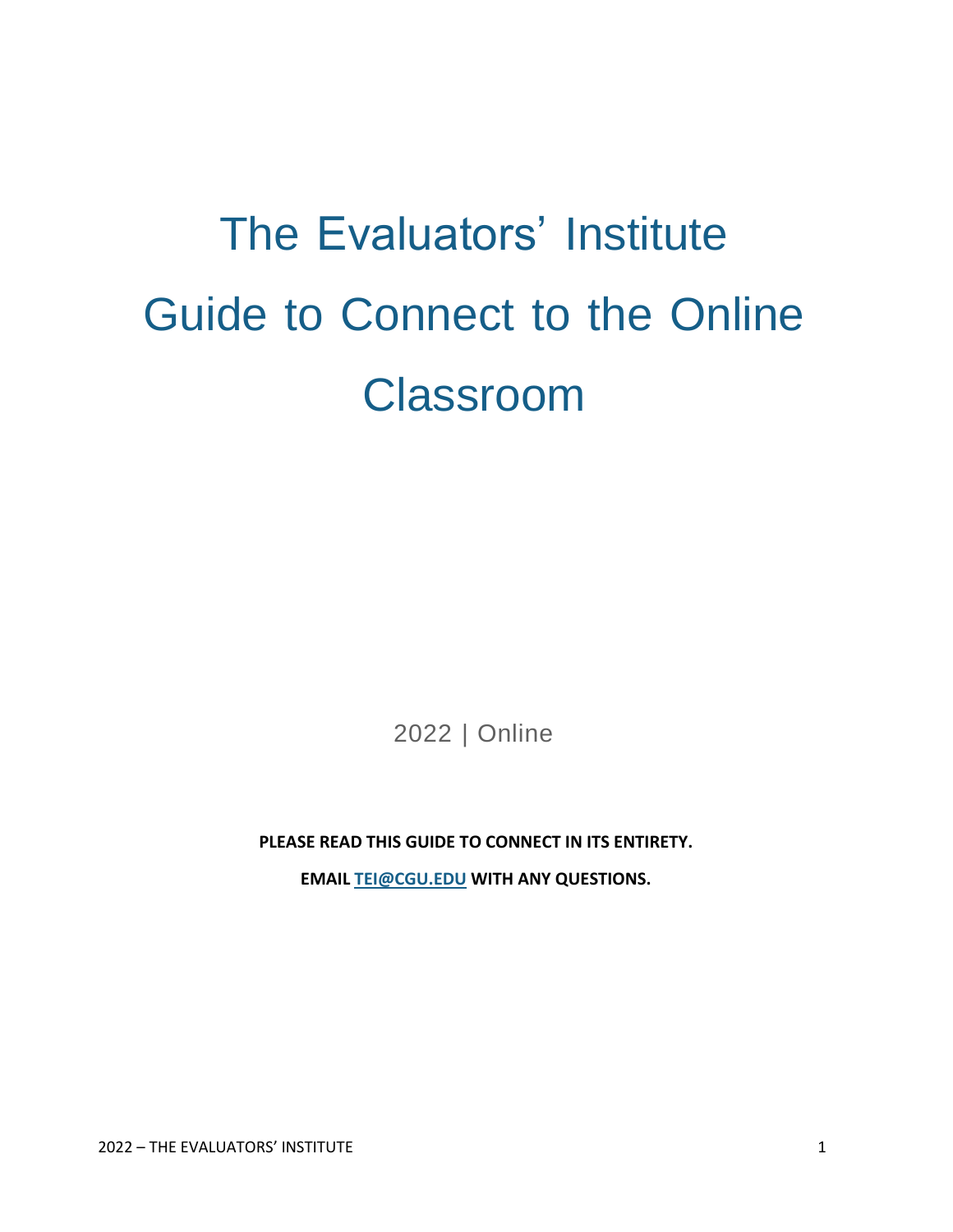# The Evaluators' Institute Guide to Connect to the Online Classroom

2022 | Online

**PLEASE READ THIS GUIDE TO CONNECT IN ITS ENTIRETY.**

**EMAIL [TEI@CGU.EDU](mailto:TEI@CGU.EDU) WITH ANY QUESTIONS.**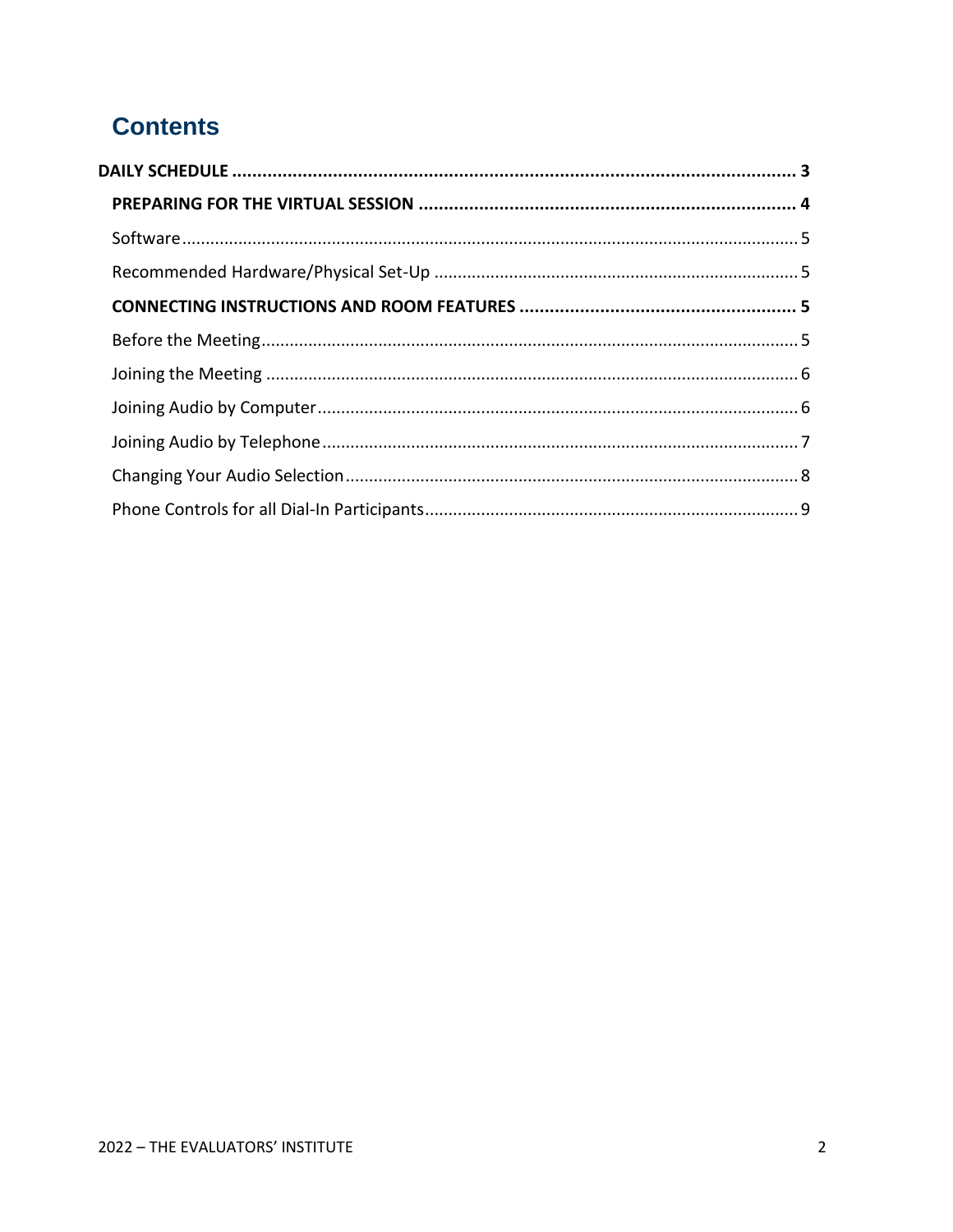# Contents

**DAILY SCHEDULE** ........................................................................................................ **3**

**PREPARING FOR THE VIRTUAL SESSION** ........................................................................ **4**

Software ........................................................................................................................ 5

Recommended Hardware/Physical Set-Up ....................................................................... 5

**CONNECTING INSTRUCTIONS AND ROOM FEATURES** .................................................... **5**

Before the Meeting .......................................................................................................... 5

Joining the Meeting ......................................................................................................... 6

Joining Audio by Computer .............................................................................................. 6

Joining Audio by Telephone ............................................................................................. 7

Changing Your Audio Selection ........................................................................................ 8

Phone Controls for all Dial-In Participants ....................................................................... 9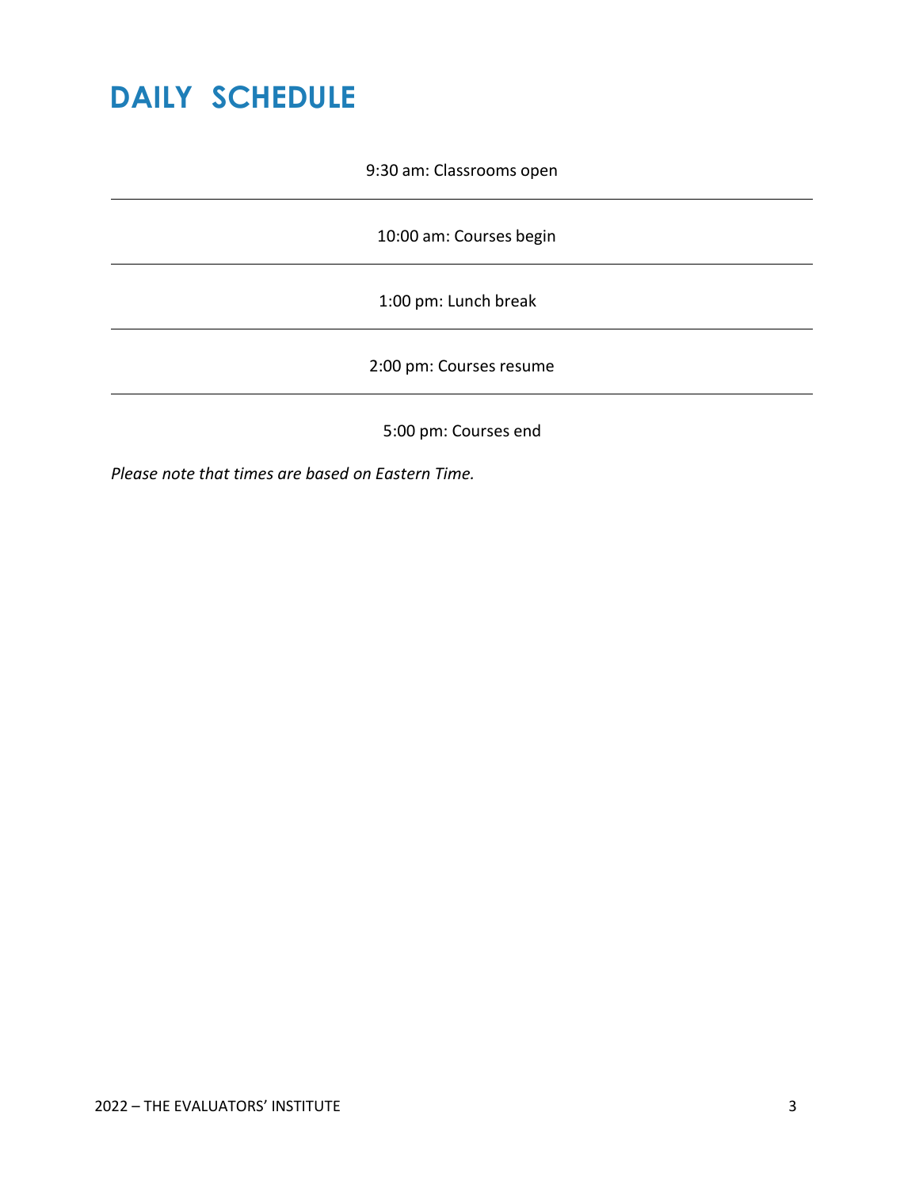# DAILY SCHEDULE

9:30 am: Classrooms open

---

10:00 am: Courses begin

---

1:00 pm: Lunch break

---

2:00 pm: Courses resume

---

5:00 pm: Courses end

*Please note that times are based on Eastern Time.*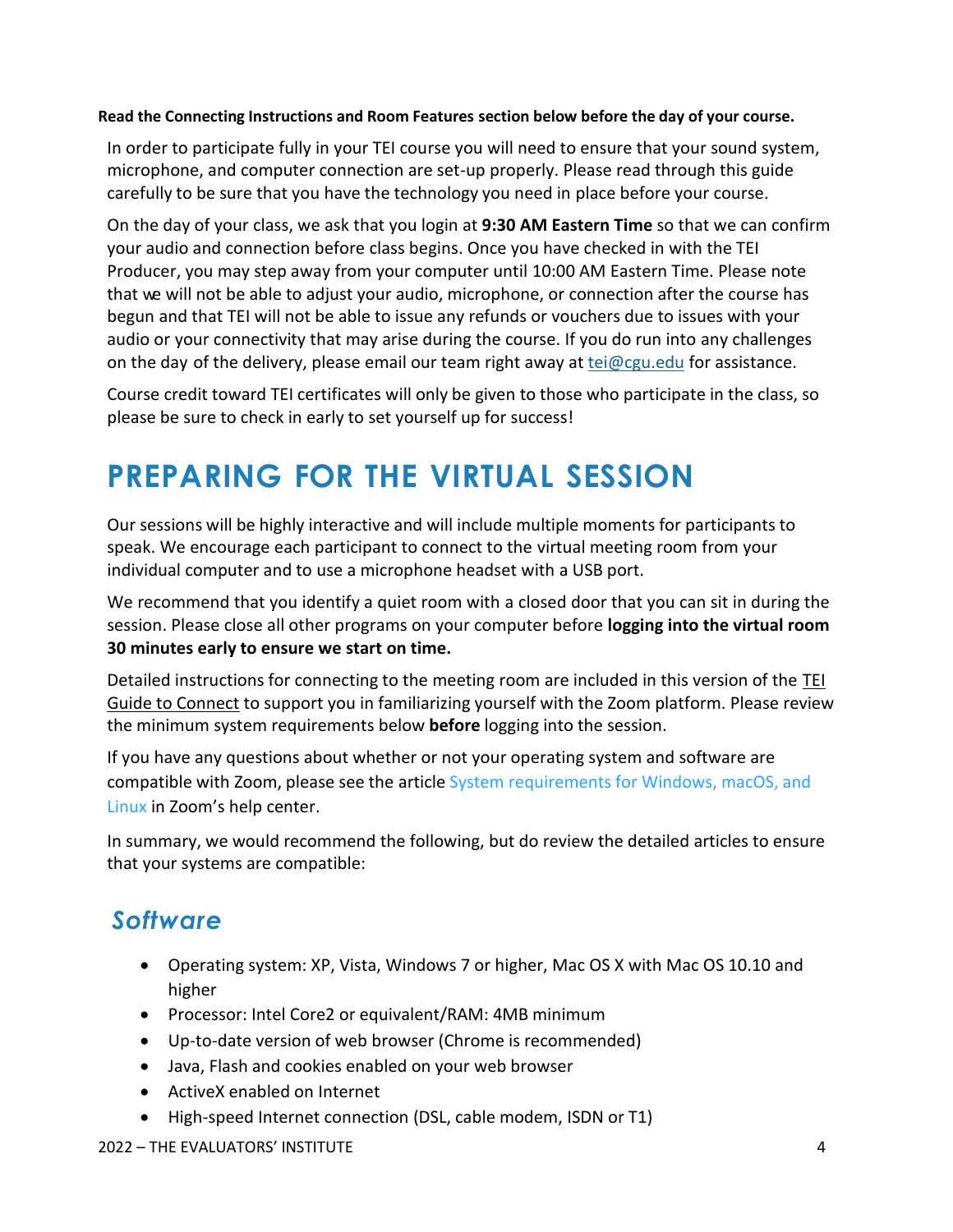**Read the Connecting Instructions and Room Features section below before the day of your course.**

In order to participate fully in your TEI course you will need to ensure that your sound system, microphone, and computer connection are set-up properly. Please read through this guide carefully to be sure that you have the technology you need in place before your course.

On the day of your class, we ask that you login at **9:30 AM Eastern Time** so that we can confirm your audio and connection before class begins. Once you have checked in with the TEI Producer, you may step away from your computer until 10:00 AM Eastern Time. Please note that we will not be able to adjust your audio, microphone, or connection after the course has begun and that TEI will not be able to issue any refunds or vouchers due to issues with your audio or your connectivity that may arise during the course. If you do run into any challenges on the day of the delivery, please email our team right away at tei@cgu.edu for assistance.

Course credit toward TEI certificates will only be given to those who participate in the class, so please be sure to check in early to set yourself up for success!

# PREPARING FOR THE VIRTUAL SESSION

Our sessions will be highly interactive and will include multiple moments for participants to speak. We encourage each participant to connect to the virtual meeting room from your individual computer and to use a microphone headset with a USB port.

We recommend that you identify a quiet room with a closed door that you can sit in during the session. Please close all other programs on your computer before **logging into the virtual room 30 minutes early to ensure we start on time.**

Detailed instructions for connecting to the meeting room are included in this version of the TEI Guide to Connect to support you in familiarizing yourself with the Zoom platform. Please review the minimum system requirements below **before** logging into the session.

If you have any questions about whether or not your operating system and software are compatible with Zoom, please see the article System requirements for Windows, macOS, and Linux in Zoom's help center.

In summary, we would recommend the following, but do review the detailed articles to ensure that your systems are compatible:

## *Software*

- Operating system: XP, Vista, Windows 7 or higher, Mac OS X with Mac OS 10.10 and higher
- Processor: Intel Core2 or equivalent/RAM: 4MB minimum
- Up-to-date version of web browser (Chrome is recommended)
- Java, Flash and cookies enabled on your web browser
- ActiveX enabled on Internet
- High-speed Internet connection (DSL, cable modem, ISDN or T1)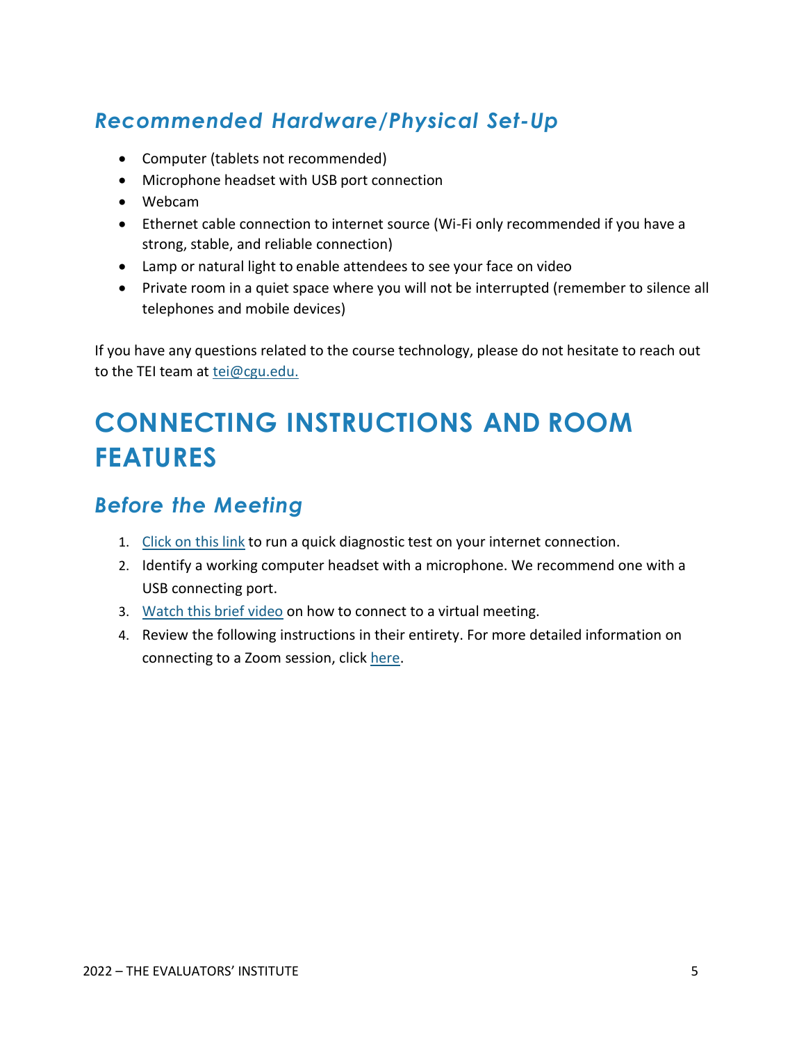### *Recommended Hardware/Physical Set-Up*

- Computer (tablets not recommended)
- Microphone headset with USB port connection
- Webcam
- Ethernet cable connection to internet source (Wi-Fi only recommended if you have a strong, stable, and reliable connection)
- Lamp or natural light to enable attendees to see your face on video
- Private room in a quiet space where you will not be interrupted (remember to silence all telephones and mobile devices)

If you have any questions related to the course technology, please do not hesitate to reach out to the TEI team at tei@cgu.edu.

## CONNECTING INSTRUCTIONS AND ROOM FEATURES

### *Before the Meeting*

1. Click on this link to run a quick diagnostic test on your internet connection.
2. Identify a working computer headset with a microphone. We recommend one with a USB connecting port.
3. Watch this brief video on how to connect to a virtual meeting.
4. Review the following instructions in their entirety. For more detailed information on connecting to a Zoom session, click here.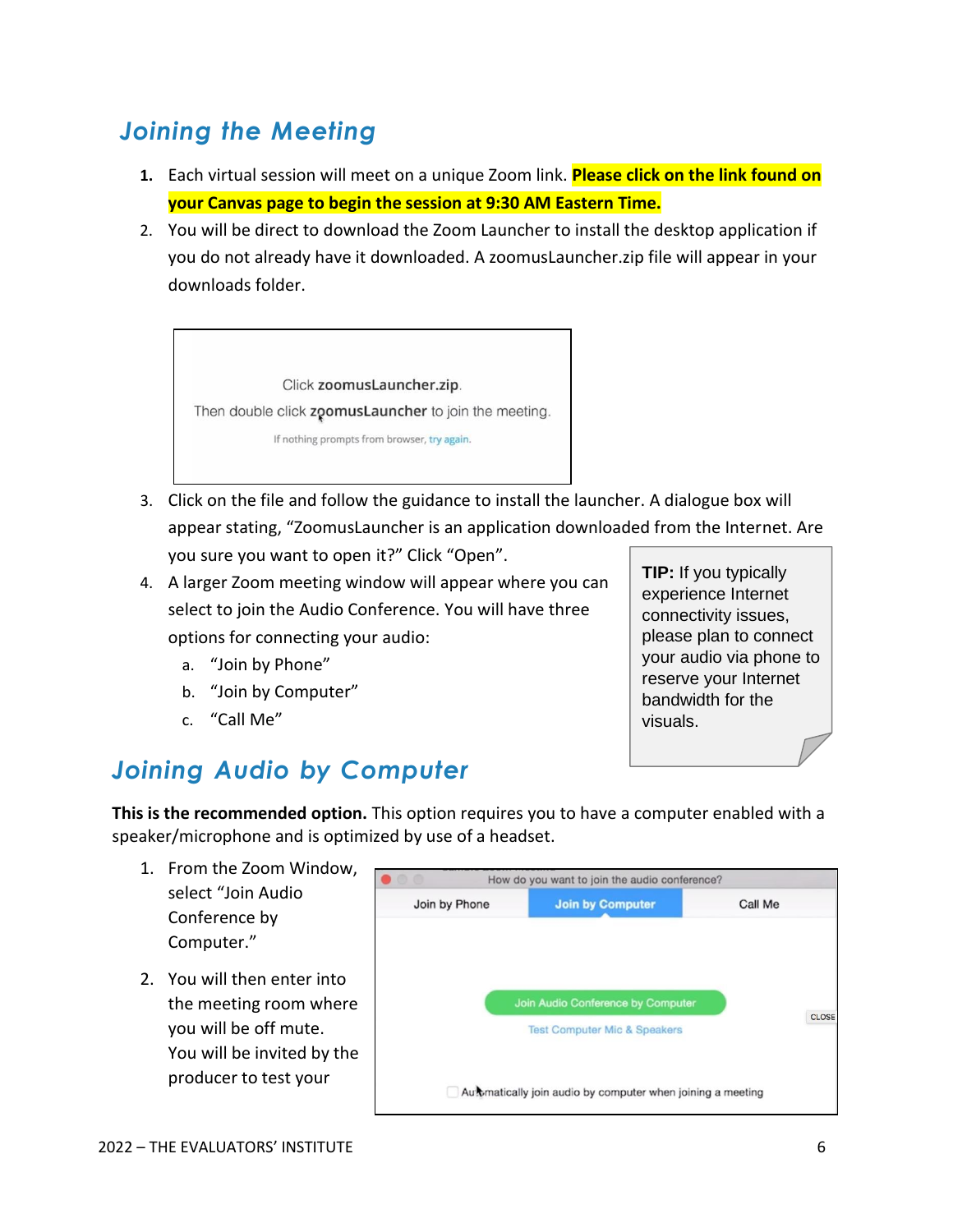## *Joining the Meeting*

1. Each virtual session will meet on a unique Zoom link. **Please click on the link found on your Canvas page to begin the session at 9:30 AM Eastern Time.**
2. You will be direct to download the Zoom Launcher to install the desktop application if you do not already have it downloaded. A zoomusLauncher.zip file will appear in your downloads folder.

> Click **zoomusLauncher.zip**.
> Then double click **zoomusLauncher** to join the meeting.
> If nothing prompts from browser, try again.

3. Click on the file and follow the guidance to install the launcher. A dialogue box will appear stating, "ZoomusLauncher is an application downloaded from the Internet. Are you sure you want to open it?" Click "Open".
4. A larger Zoom meeting window will appear where you can select to join the Audio Conference. You will have three options for connecting your audio:
   a. "Join by Phone"
   b. "Join by Computer"
   c. "Call Me"

> **TIP:** If you typically experience Internet connectivity issues, please plan to connect your audio via phone to reserve your Internet bandwidth for the visuals.

## *Joining Audio by Computer*

**This is the recommended option.** This option requires you to have a computer enabled with a speaker/microphone and is optimized by use of a headset.

1. From the Zoom Window, select "Join Audio Conference by Computer."
2. You will then enter into the meeting room where you will be off mute. You will be invited by the producer to test your

> How do you want to join the audio conference?
> Join by Phone | Join by Computer | Call Me
> Join Audio Conference by Computer
> Test Computer Mic & Speakers
> CLOSE
> Automatically join audio by computer when joining a meeting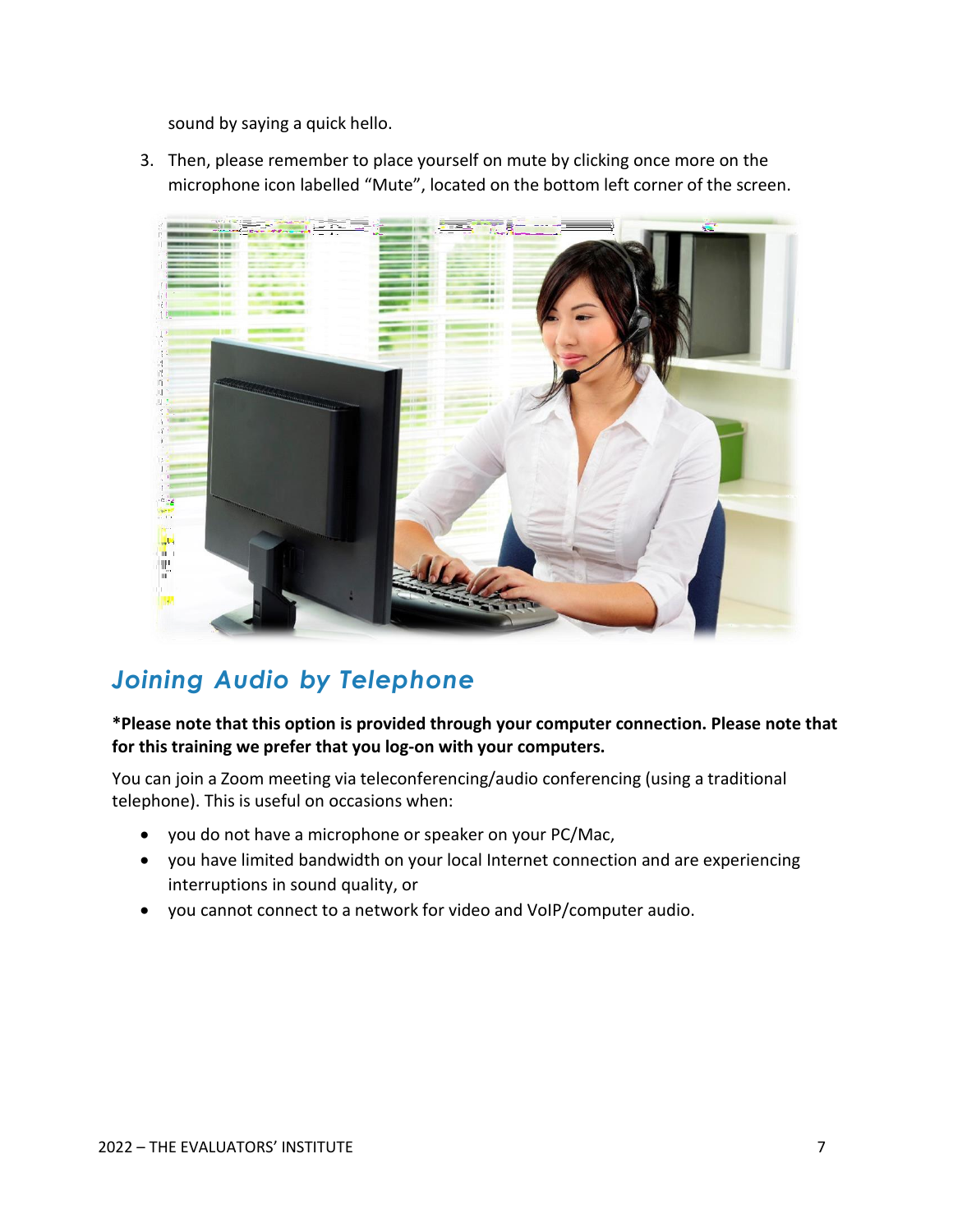sound by saying a quick hello.

3. Then, please remember to place yourself on mute by clicking once more on the microphone icon labelled "Mute", located on the bottom left corner of the screen.

## *Joining Audio by Telephone*

**\*Please note that this option is provided through your computer connection. Please note that for this training we prefer that you log-on with your computers.**

You can join a Zoom meeting via teleconferencing/audio conferencing (using a traditional telephone). This is useful on occasions when:

- you do not have a microphone or speaker on your PC/Mac,
- you have limited bandwidth on your local Internet connection and are experiencing interruptions in sound quality, or
- you cannot connect to a network for video and VoIP/computer audio.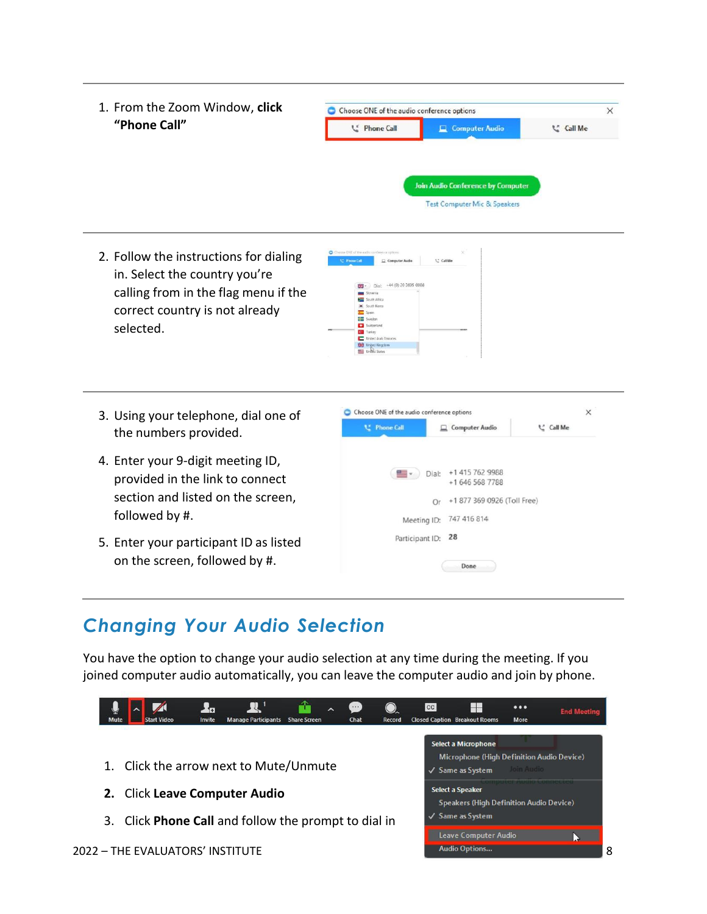1. From the Zoom Window, **click "Phone Call"**

2. Follow the instructions for dialing in. Select the country you're calling from in the flag menu if the correct country is not already selected.

3. Using your telephone, dial one of the numbers provided.

4. Enter your 9-digit meeting ID, provided in the link to connect section and listed on the screen, followed by #.

5. Enter your participant ID as listed on the screen, followed by #.

## Changing Your Audio Selection

You have the option to change your audio selection at any time during the meeting. If you joined computer audio automatically, you can leave the computer audio and join by phone.

1. Click the arrow next to Mute/Unmute
2. Click **Leave Computer Audio**
3. Click **Phone Call** and follow the prompt to dial in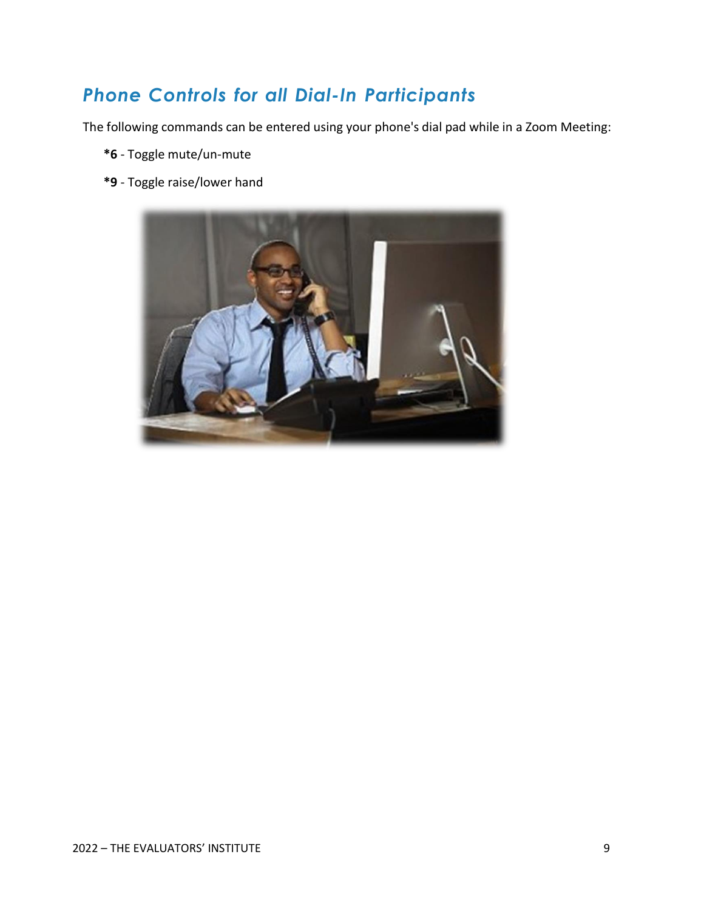## *Phone Controls for all Dial-In Participants*

The following commands can be entered using your phone's dial pad while in a Zoom Meeting:

- **\*6** - Toggle mute/un-mute
- **\*9** - Toggle raise/lower hand